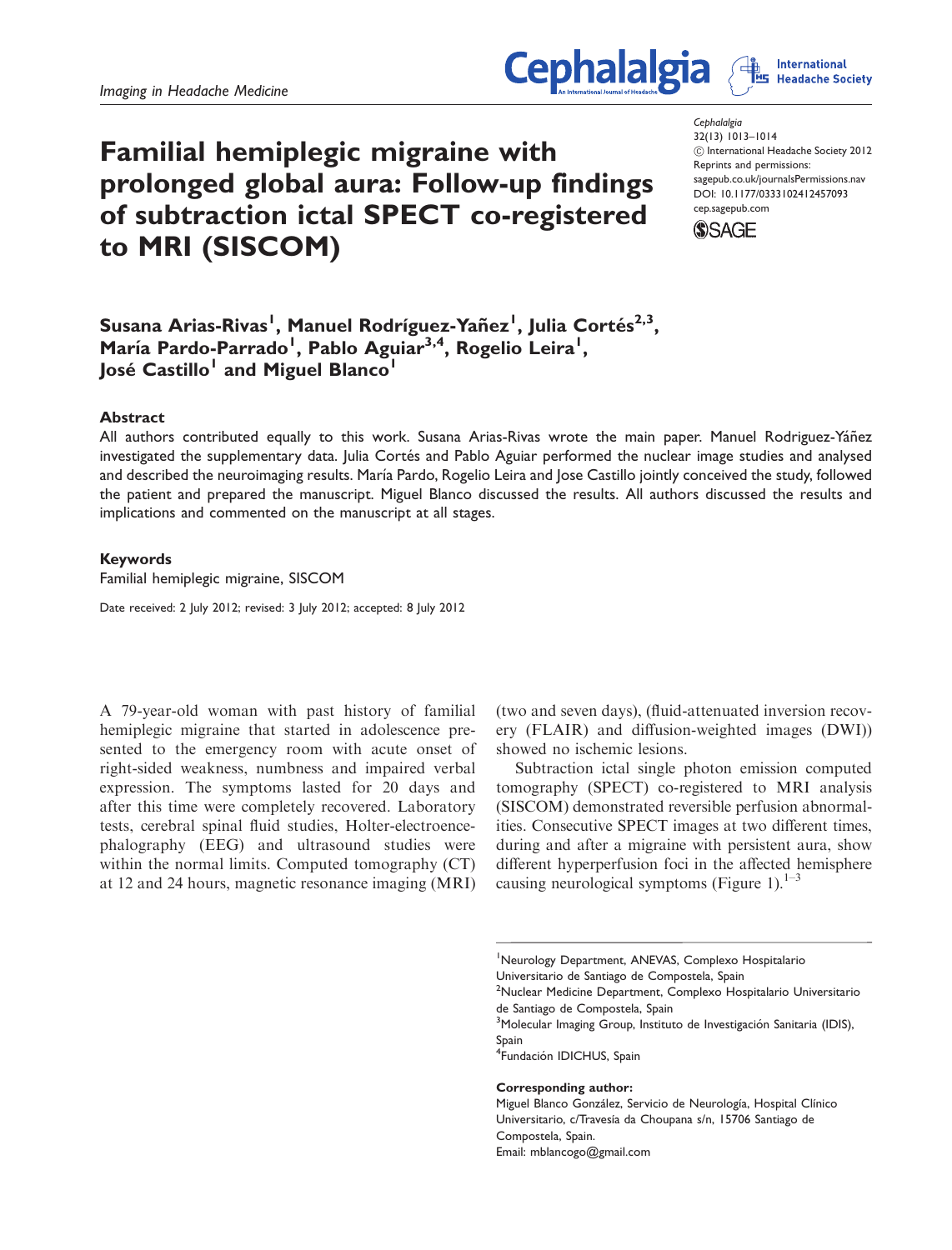*Imaging in Headache Medicine*

# Familial hemiplegic migraine with prolonged global aura: Follow-up findings of subtraction ictal SPECT co-registered to MRI (SISCOM)

**Susana Arias-Rivas[1], Manuel Rodríguez-Yañez[1], Julia Cortés[2,3], María Pardo-Parrado[1], Pablo Aguiar[3,4], Rogelio Leira[1], José Castillo[1] and Miguel Blanco[1]**

## Abstract

All authors contributed equally to this work. Susana Arias-Rivas wrote the main paper. Manuel Rodriguez-Yáñez investigated the supplementary data. Julia Cortés and Pablo Aguiar performed the nuclear image studies and analysed and described the neuroimaging results. María Pardo, Rogelio Leira and Jose Castillo jointly conceived the study, followed the patient and prepared the manuscript. Miguel Blanco discussed the results. All authors discussed the results and implications and commented on the manuscript at all stages.

## Keywords

Familial hemiplegic migraine, SISCOM

Date received: 2 July 2012; revised: 3 July 2012; accepted: 8 July 2012

A 79-year-old woman with past history of familial hemiplegic migraine that started in adolescence presented to the emergency room with acute onset of right-sided weakness, numbness and impaired verbal expression. The symptoms lasted for 20 days and after this time were completely recovered. Laboratory tests, cerebral spinal fluid studies, Holter-electroencephalography (EEG) and ultrasound studies were within the normal limits. Computed tomography (CT) at 12 and 24 hours, magnetic resonance imaging (MRI) (two and seven days), (fluid-attenuated inversion recovery (FLAIR) and diffusion-weighted images (DWI)) showed no ischemic lesions.

Subtraction ictal single photon emission computed tomography (SPECT) co-registered to MRI analysis (SISCOM) demonstrated reversible perfusion abnormalities. Consecutive SPECT images at two different times, during and after a migraine with persistent aura, show different hyperperfusion foci in the affected hemisphere causing neurological symptoms (Figure 1).[1–3]

[1]Neurology Department, ANEVAS, Complexo Hospitalario Universitario de Santiago de Compostela, Spain
[2]Nuclear Medicine Department, Complexo Hospitalario Universitario de Santiago de Compostela, Spain
[3]Molecular Imaging Group, Instituto de Investigación Sanitaria (IDIS), Spain
[4]Fundación IDICHUS, Spain

**Corresponding author:**
Miguel Blanco González, Servicio de Neurología, Hospital Clínico Universitario, c/Travesía da Choupana s/n, 15706 Santiago de Compostela, Spain.
Email: mblancogo@gmail.com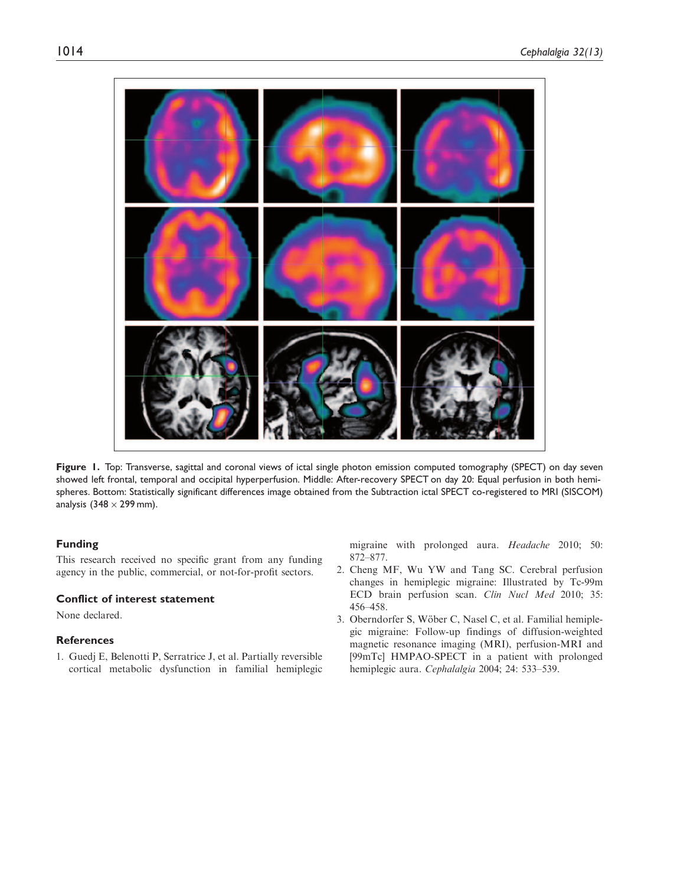**Figure 1.** Top: Transverse, sagittal and coronal views of ictal single photon emission computed tomography (SPECT) on day seven showed left frontal, temporal and occipital hyperperfusion. Middle: After-recovery SPECT on day 20: Equal perfusion in both hemispheres. Bottom: Statistically significant differences image obtained from the Subtraction ictal SPECT co-registered to MRI (SISCOM) analysis ($348 \times 299$ mm).

## Funding

This research received no specific grant from any funding agency in the public, commercial, or not-for-profit sectors.

## Conflict of interest statement

None declared.

## References

1. Guedj E, Belenotti P, Serratrice J, et al. Partially reversible cortical metabolic dysfunction in familial hemiplegic migraine with prolonged aura. *Headache* 2010; 50: 872–877.
2. Cheng MF, Wu YW and Tang SC. Cerebral perfusion changes in hemiplegic migraine: Illustrated by Tc-99m ECD brain perfusion scan. *Clin Nucl Med* 2010; 35: 456–458.
3. Oberndorfer S, Wöber C, Nasel C, et al. Familial hemiplegic migraine: Follow-up findings of diffusion-weighted magnetic resonance imaging (MRI), perfusion-MRI and [99mTc] HMPAO-SPECT in a patient with prolonged hemiplegic aura. *Cephalalgia* 2004; 24: 533–539.